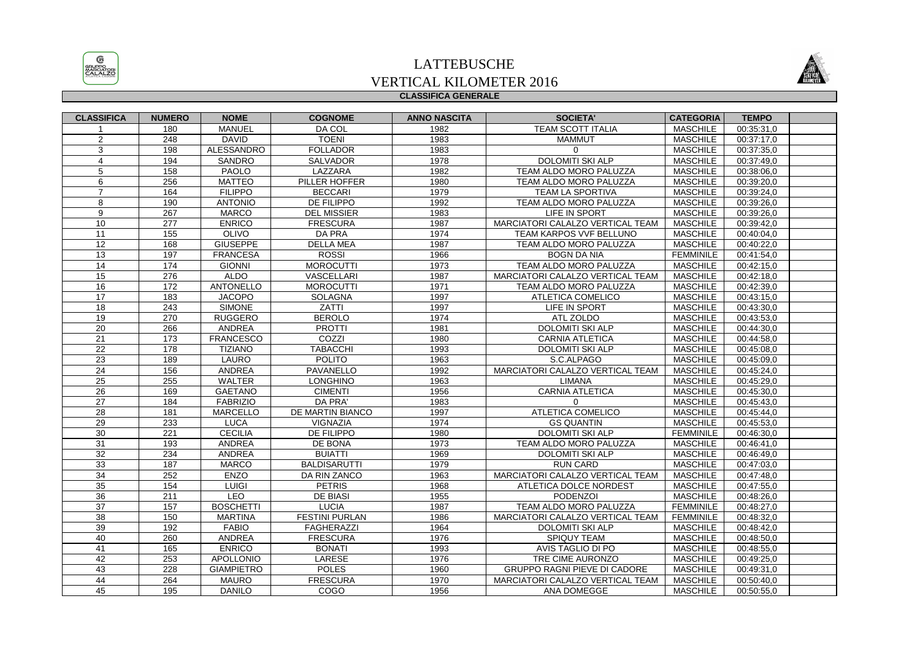# LATTEBUSCHE
# VERTICAL KILOMETER 2016

## CLASSIFICA GENERALE

| CLASSIFICA | NUMERO | NOME | COGNOME | ANNO NASCITA | SOCIETA' | CATEGORIA | TEMPO | |
|---|---|---|---|---|---|---|---|---|
| 1 | 180 | MANUEL | DA COL | 1982 | TEAM SCOTT ITALIA | MASCHILE | 00:35:31,0 | |
| 2 | 248 | DAVID | TOENI | 1983 | MAMMUT | MASCHILE | 00:37:17,0 | |
| 3 | 198 | ALESSANDRO | FOLLADOR | 1983 | 0 | MASCHILE | 00:37:35,0 | |
| 4 | 194 | SANDRO | SALVADOR | 1978 | DOLOMITI SKI ALP | MASCHILE | 00:37:49,0 | |
| 5 | 158 | PAOLO | LAZZARA | 1982 | TEAM ALDO MORO PALUZZA | MASCHILE | 00:38:06,0 | |
| 6 | 256 | MATTEO | PILLER HOFFER | 1980 | TEAM ALDO MORO PALUZZA | MASCHILE | 00:39:20,0 | |
| 7 | 164 | FILIPPO | BECCARI | 1979 | TEAM LA SPORTIVA | MASCHILE | 00:39:24,0 | |
| 8 | 190 | ANTONIO | DE FILIPPO | 1992 | TEAM ALDO MORO PALUZZA | MASCHILE | 00:39:26,0 | |
| 9 | 267 | MARCO | DEL MISSIER | 1983 | LIFE IN SPORT | MASCHILE | 00:39:26,0 | |
| 10 | 277 | ENRICO | FRESCURA | 1987 | MARCIATORI CALALZO VERTICAL TEAM | MASCHILE | 00:39:42,0 | |
| 11 | 155 | OLIVO | DA PRA | 1974 | TEAM KARPOS VVF BELLUNO | MASCHILE | 00:40:04,0 | |
| 12 | 168 | GIUSEPPE | DELLA MEA | 1987 | TEAM ALDO MORO PALUZZA | MASCHILE | 00:40:22,0 | |
| 13 | 197 | FRANCESA | ROSSI | 1966 | BOGN DA NIA | FEMMINILE | 00:41:54,0 | |
| 14 | 174 | GIONNI | MOROCUTTI | 1973 | TEAM ALDO MORO PALUZZA | MASCHILE | 00:42:15,0 | |
| 15 | 276 | ALDO | VASCELLARI | 1987 | MARCIATORI CALALZO VERTICAL TEAM | MASCHILE | 00:42:18,0 | |
| 16 | 172 | ANTONELLO | MOROCUTTI | 1971 | TEAM ALDO MORO PALUZZA | MASCHILE | 00:42:39,0 | |
| 17 | 183 | JACOPO | SOLAGNA | 1997 | ATLETICA COMELICO | MASCHILE | 00:43:15,0 | |
| 18 | 243 | SIMONE | ZATTI | 1997 | LIFE IN SPORT | MASCHILE | 00:43:30,0 | |
| 19 | 270 | RUGGERO | BEROLO | 1974 | ATL ZOLDO | MASCHILE | 00:43:53,0 | |
| 20 | 266 | ANDREA | PROTTI | 1981 | DOLOMITI SKI ALP | MASCHILE | 00:44:30,0 | |
| 21 | 173 | FRANCESCO | COZZI | 1980 | CARNIA ATLETICA | MASCHILE | 00:44:58,0 | |
| 22 | 178 | TIZIANO | TABACCHI | 1993 | DOLOMITI SKI ALP | MASCHILE | 00:45:08,0 | |
| 23 | 189 | LAURO | POLITO | 1963 | S.C.ALPAGO | MASCHILE | 00:45:09,0 | |
| 24 | 156 | ANDREA | PAVANELLO | 1992 | MARCIATORI CALALZO VERTICAL TEAM | MASCHILE | 00:45:24,0 | |
| 25 | 255 | WALTER | LONGHINO | 1963 | LIMANA | MASCHILE | 00:45:29,0 | |
| 26 | 169 | GAETANO | CIMENTI | 1956 | CARNIA ATLETICA | MASCHILE | 00:45:30,0 | |
| 27 | 184 | FABRIZIO | DA PRA' | 1983 | 0 | MASCHILE | 00:45:43,0 | |
| 28 | 181 | MARCELLO | DE MARTIN BIANCO | 1997 | ATLETICA COMELICO | MASCHILE | 00:45:44,0 | |
| 29 | 233 | LUCA | VIGNAZIA | 1974 | GS QUANTIN | MASCHILE | 00:45:53,0 | |
| 30 | 221 | CECILIA | DE FILIPPO | 1980 | DOLOMITI SKI ALP | FEMMINILE | 00:46:30,0 | |
| 31 | 193 | ANDREA | DE BONA | 1973 | TEAM ALDO MORO PALUZZA | MASCHILE | 00:46:41,0 | |
| 32 | 234 | ANDREA | BUIATTI | 1969 | DOLOMITI SKI ALP | MASCHILE | 00:46:49,0 | |
| 33 | 187 | MARCO | BALDISARUTTI | 1979 | RUN CARD | MASCHILE | 00:47:03,0 | |
| 34 | 252 | ENZO | DA RIN ZANCO | 1963 | MARCIATORI CALALZO VERTICAL TEAM | MASCHILE | 00:47:48,0 | |
| 35 | 154 | LUIGI | PETRIS | 1968 | ATLETICA DOLCE NORDEST | MASCHILE | 00:47:55,0 | |
| 36 | 211 | LEO | DE BIASI | 1955 | PODENZOI | MASCHILE | 00:48:26,0 | |
| 37 | 157 | BOSCHETTI | LUCIA | 1987 | TEAM ALDO MORO PALUZZA | FEMMINILE | 00:48:27,0 | |
| 38 | 150 | MARTINA | FESTINI PURLAN | 1986 | MARCIATORI CALALZO VERTICAL TEAM | FEMMINILE | 00:48:32,0 | |
| 39 | 192 | FABIO | FAGHERAZZI | 1964 | DOLOMITI SKI ALP | MASCHILE | 00:48:42,0 | |
| 40 | 260 | ANDREA | FRESCURA | 1976 | SPIQUY TEAM | MASCHILE | 00:48:50,0 | |
| 41 | 165 | ENRICO | BONATI | 1993 | AVIS TAGLIO DI PO | MASCHILE | 00:48:55,0 | |
| 42 | 253 | APOLLONIO | LARESE | 1976 | TRE CIME AURONZO | MASCHILE | 00:49:25,0 | |
| 43 | 228 | GIAMPIETRO | POLES | 1960 | GRUPPO RAGNI PIEVE DI CADORE | MASCHILE | 00:49:31,0 | |
| 44 | 264 | MAURO | FRESCURA | 1970 | MARCIATORI CALALZO VERTICAL TEAM | MASCHILE | 00:50:40,0 | |
| 45 | 195 | DANILO | COGO | 1956 | ANA DOMEGGE | MASCHILE | 00:50:55,0 | |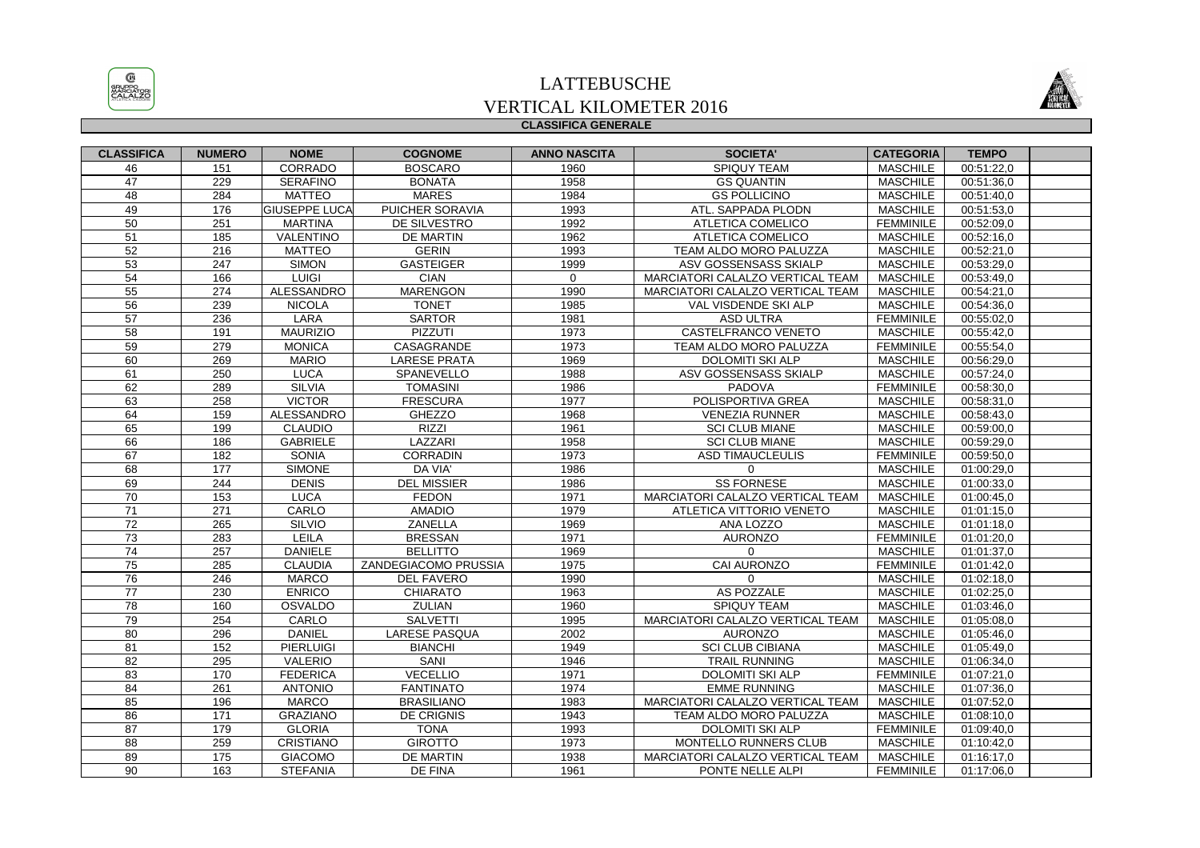# LATTEBUSCHE

## VERTICAL KILOMETER 2016

### CLASSIFICA GENERALE

| CLASSIFICA | NUMERO | NOME | COGNOME | ANNO NASCITA | SOCIETA' | CATEGORIA | TEMPO |
|---|---|---|---|---|---|---|---|
| 46 | 151 | CORRADO | BOSCARO | 1960 | SPIQUY TEAM | MASCHILE | 00:51:22,0 |
| 47 | 229 | SERAFINO | BONATA | 1958 | GS QUANTIN | MASCHILE | 00:51:36,0 |
| 48 | 284 | MATTEO | MARES | 1984 | GS POLLICINO | MASCHILE | 00:51:40,0 |
| 49 | 176 | GIUSEPPE LUCA | PUICHER SORAVIA | 1993 | ATL. SAPPADA PLODN | MASCHILE | 00:51:53,0 |
| 50 | 251 | MARTINA | DE SILVESTRO | 1992 | ATLETICA COMELICO | FEMMINILE | 00:52:09,0 |
| 51 | 185 | VALENTINO | DE MARTIN | 1962 | ATLETICA COMELICO | MASCHILE | 00:52:16,0 |
| 52 | 216 | MATTEO | GERIN | 1993 | TEAM ALDO MORO PALUZZA | MASCHILE | 00:52:21,0 |
| 53 | 247 | SIMON | GASTEIGER | 1999 | ASV GOSSENSASS SKIALP | MASCHILE | 00:53:29,0 |
| 54 | 166 | LUIGI | CIAN | 0 | MARCIATORI CALALZO VERTICAL TEAM | MASCHILE | 00:53:49,0 |
| 55 | 274 | ALESSANDRO | MARENGON | 1990 | MARCIATORI CALALZO VERTICAL TEAM | MASCHILE | 00:54:21,0 |
| 56 | 239 | NICOLA | TONET | 1985 | VAL VISDENDE SKI ALP | MASCHILE | 00:54:36,0 |
| 57 | 236 | LARA | SARTOR | 1981 | ASD ULTRA | FEMMINILE | 00:55:02,0 |
| 58 | 191 | MAURIZIO | PIZZUTI | 1973 | CASTELFRANCO VENETO | MASCHILE | 00:55:42,0 |
| 59 | 279 | MONICA | CASAGRANDE | 1973 | TEAM ALDO MORO PALUZZA | FEMMINILE | 00:55:54,0 |
| 60 | 269 | MARIO | LARESE PRATA | 1969 | DOLOMITI SKI ALP | MASCHILE | 00:56:29,0 |
| 61 | 250 | LUCA | SPANEVELLO | 1988 | ASV GOSSENSASS SKIALP | MASCHILE | 00:57:24,0 |
| 62 | 289 | SILVIA | TOMASINI | 1986 | PADOVA | FEMMINILE | 00:58:30,0 |
| 63 | 258 | VICTOR | FRESCURA | 1977 | POLISPORTIVA GREA | MASCHILE | 00:58:31,0 |
| 64 | 159 | ALESSANDRO | GHEZZO | 1968 | VENEZIA RUNNER | MASCHILE | 00:58:43,0 |
| 65 | 199 | CLAUDIO | RIZZI | 1961 | SCI CLUB MIANE | MASCHILE | 00:59:00,0 |
| 66 | 186 | GABRIELE | LAZZARI | 1958 | SCI CLUB MIANE | MASCHILE | 00:59:29,0 |
| 67 | 182 | SONIA | CORRADIN | 1973 | ASD TIMAUCLEULIS | FEMMINILE | 00:59:50,0 |
| 68 | 177 | SIMONE | DA VIA' | 1986 | 0 | MASCHILE | 01:00:29,0 |
| 69 | 244 | DENIS | DEL MISSIER | 1986 | SS FORNESE | MASCHILE | 01:00:33,0 |
| 70 | 153 | LUCA | FEDON | 1971 | MARCIATORI CALALZO VERTICAL TEAM | MASCHILE | 01:00:45,0 |
| 71 | 271 | CARLO | AMADIO | 1979 | ATLETICA VITTORIO VENETO | MASCHILE | 01:01:15,0 |
| 72 | 265 | SILVIO | ZANELLA | 1969 | ANA LOZZO | MASCHILE | 01:01:18,0 |
| 73 | 283 | LEILA | BRESSAN | 1971 | AURONZO | FEMMINILE | 01:01:20,0 |
| 74 | 257 | DANIELE | BELLITTO | 1969 | 0 | MASCHILE | 01:01:37,0 |
| 75 | 285 | CLAUDIA | ZANDEGIACOMO PRUSSIA | 1975 | CAI AURONZO | FEMMINILE | 01:01:42,0 |
| 76 | 246 | MARCO | DEL FAVERO | 1990 | 0 | MASCHILE | 01:02:18,0 |
| 77 | 230 | ENRICO | CHIARATO | 1963 | AS POZZALE | MASCHILE | 01:02:25,0 |
| 78 | 160 | OSVALDO | ZULIAN | 1960 | SPIQUY TEAM | MASCHILE | 01:03:46,0 |
| 79 | 254 | CARLO | SALVETTI | 1995 | MARCIATORI CALALZO VERTICAL TEAM | MASCHILE | 01:05:08,0 |
| 80 | 296 | DANIEL | LARESE PASQUA | 2002 | AURONZO | MASCHILE | 01:05:46,0 |
| 81 | 152 | PIERLUIGI | BIANCHI | 1949 | SCI CLUB CIBIANA | MASCHILE | 01:05:49,0 |
| 82 | 295 | VALERIO | SANI | 1946 | TRAIL RUNNING | MASCHILE | 01:06:34,0 |
| 83 | 170 | FEDERICA | VECELLIO | 1971 | DOLOMITI SKI ALP | FEMMINILE | 01:07:21,0 |
| 84 | 261 | ANTONIO | FANTINATO | 1974 | EMME RUNNING | MASCHILE | 01:07:36,0 |
| 85 | 196 | MARCO | BRASILIANO | 1983 | MARCIATORI CALALZO VERTICAL TEAM | MASCHILE | 01:07:52,0 |
| 86 | 171 | GRAZIANO | DE CRIGNIS | 1943 | TEAM ALDO MORO PALUZZA | MASCHILE | 01:08:10,0 |
| 87 | 179 | GLORIA | TONA | 1993 | DOLOMITI SKI ALP | FEMMINILE | 01:09:40,0 |
| 88 | 259 | CRISTIANO | GIROTTO | 1973 | MONTELLO RUNNERS CLUB | MASCHILE | 01:10:42,0 |
| 89 | 175 | GIACOMO | DE MARTIN | 1938 | MARCIATORI CALALZO VERTICAL TEAM | MASCHILE | 01:16:17,0 |
| 90 | 163 | STEFANIA | DE FINA | 1961 | PONTE NELLE ALPI | FEMMINILE | 01:17:06,0 |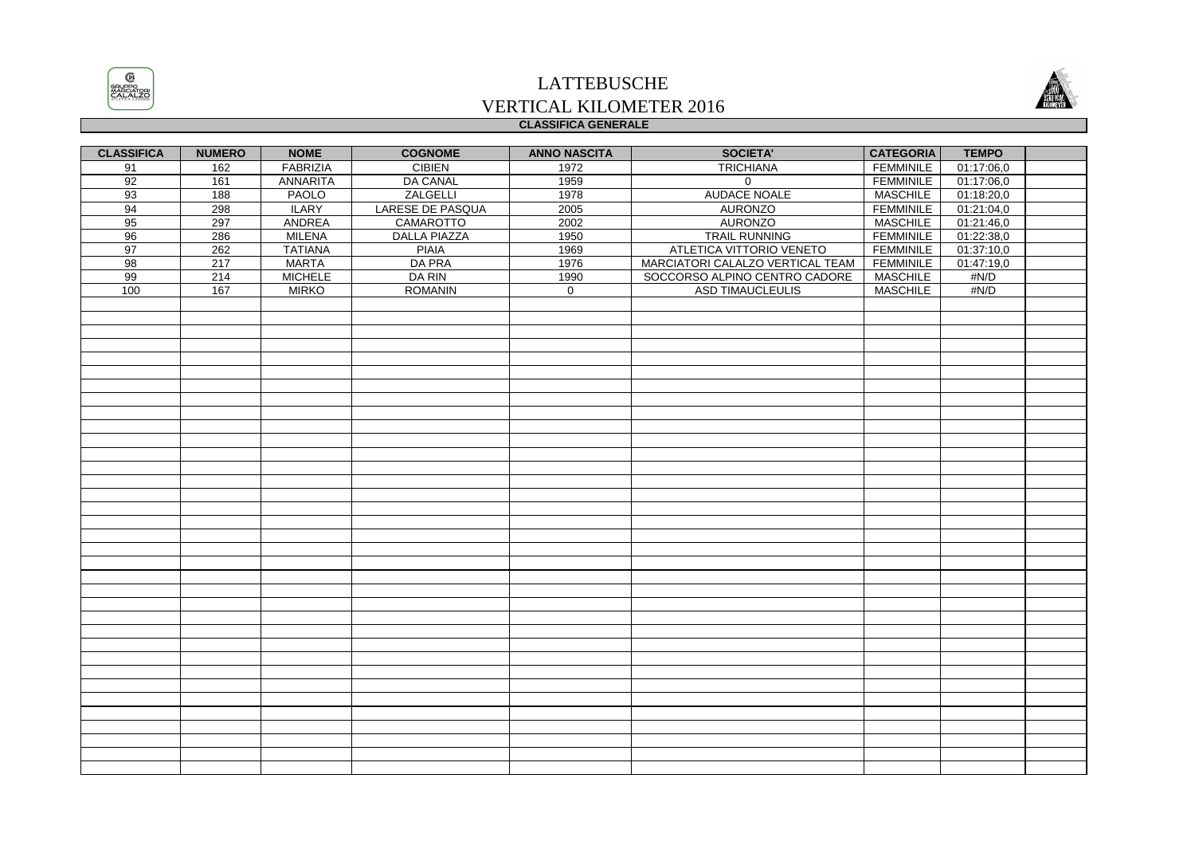# LATTEBUSCHE
# VERTICAL KILOMETER 2016

**CLASSIFICA GENERALE**

| CLASSIFICA | NUMERO | NOME | COGNOME | ANNO NASCITA | SOCIETA' | CATEGORIA | TEMPO | |
|---|---|---|---|---|---|---|---|---|
| 91 | 162 | FABRIZIA | CIBIEN | 1972 | TRICHIANA | FEMMINILE | 01:17:06,0 | |
| 92 | 161 | ANNARITA | DA CANAL | 1959 | 0 | FEMMINILE | 01:17:06,0 | |
| 93 | 188 | PAOLO | ZALGELLI | 1978 | AUDACE NOALE | MASCHILE | 01:18:20,0 | |
| 94 | 298 | ILARY | LARESE DE PASQUA | 2005 | AURONZO | FEMMINILE | 01:21:04,0 | |
| 95 | 297 | ANDREA | CAMAROTTO | 2002 | AURONZO | MASCHILE | 01:21:46,0 | |
| 96 | 286 | MILENA | DALLA PIAZZA | 1950 | TRAIL RUNNING | FEMMINILE | 01:22:38,0 | |
| 97 | 262 | TATIANA | PIAIA | 1969 | ATLETICA VITTORIO VENETO | FEMMINILE | 01:37:10,0 | |
| 98 | 217 | MARTA | DA PRA | 1976 | MARCIATORI CALALZO VERTICAL TEAM | FEMMINILE | 01:47:19,0 | |
| 99 | 214 | MICHELE | DA RIN | 1990 | SOCCORSO ALPINO CENTRO CADORE | MASCHILE | #N/D | |
| 100 | 167 | MIRKO | ROMANIN | 0 | ASD TIMAUCLEULIS | MASCHILE | #N/D | |